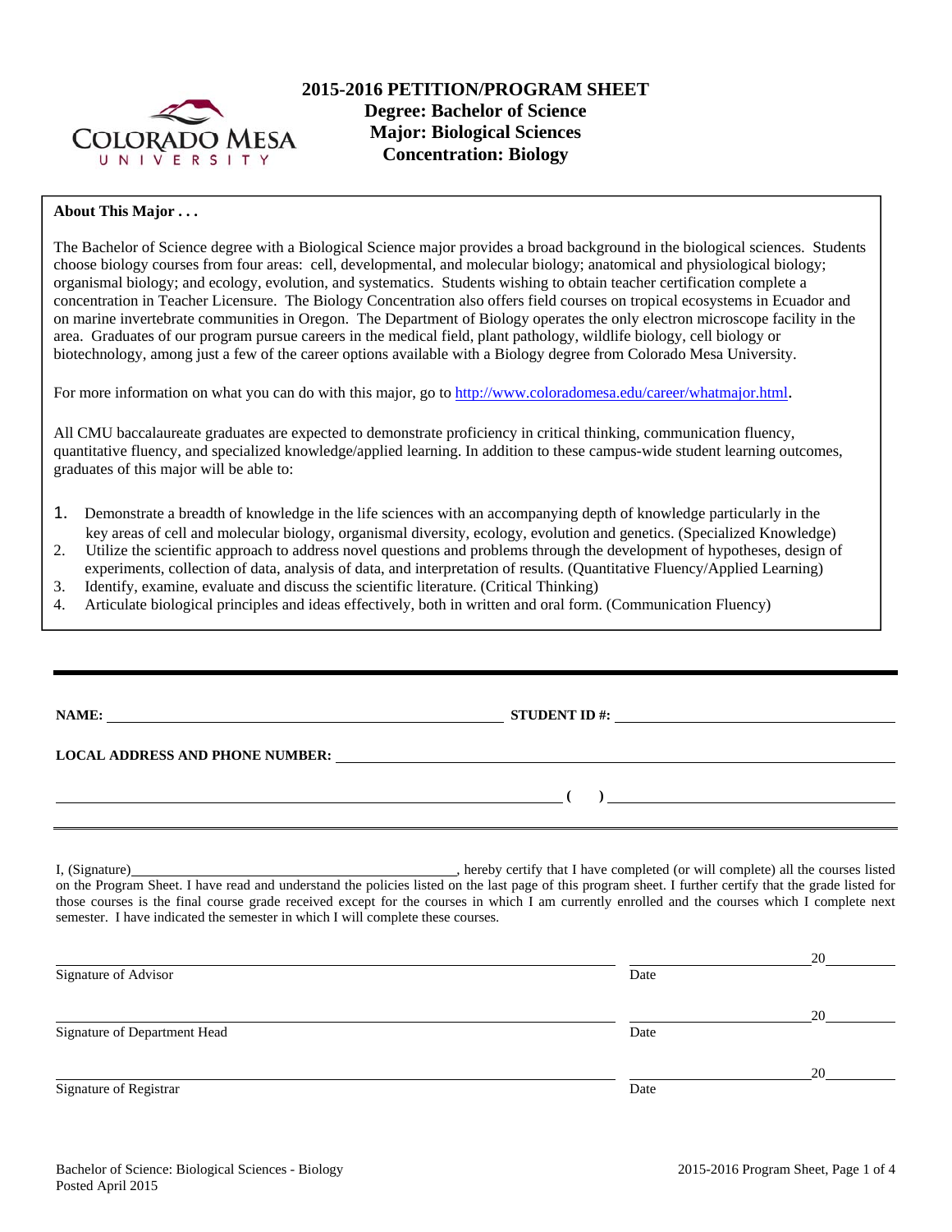# 2015-2016 PETITION/PROGRAM SHEET

**Degree: Bachelor of Science**
**Major: Biological Sciences**
**Concentration: Biology**

**About This Major . . .**

The Bachelor of Science degree with a Biological Science major provides a broad background in the biological sciences. Students choose biology courses from four areas: cell, developmental, and molecular biology; anatomical and physiological biology; organismal biology; and ecology, evolution, and systematics. Students wishing to obtain teacher certification complete a concentration in Teacher Licensure. The Biology Concentration also offers field courses on tropical ecosystems in Ecuador and on marine invertebrate communities in Oregon. The Department of Biology operates the only electron microscope facility in the area. Graduates of our program pursue careers in the medical field, plant pathology, wildlife biology, cell biology or biotechnology, among just a few of the career options available with a Biology degree from Colorado Mesa University.

For more information on what you can do with this major, go to http://www.coloradomesa.edu/career/whatmajor.html.

All CMU baccalaureate graduates are expected to demonstrate proficiency in critical thinking, communication fluency, quantitative fluency, and specialized knowledge/applied learning. In addition to these campus-wide student learning outcomes, graduates of this major will be able to:

1. Demonstrate a breadth of knowledge in the life sciences with an accompanying depth of knowledge particularly in the key areas of cell and molecular biology, organismal diversity, ecology, evolution and genetics. (Specialized Knowledge)
2. Utilize the scientific approach to address novel questions and problems through the development of hypotheses, design of experiments, collection of data, analysis of data, and interpretation of results. (Quantitative Fluency/Applied Learning)
3. Identify, examine, evaluate and discuss the scientific literature. (Critical Thinking)
4. Articulate biological principles and ideas effectively, both in written and oral form. (Communication Fluency)

---

**NAME:** ______________________________ **STUDENT ID #:** ______________________________

**LOCAL ADDRESS AND PHONE NUMBER:** ______________________________

______________________________ **( )** ______________________________

I, (Signature)______________________________, hereby certify that I have completed (or will complete) all the courses listed on the Program Sheet. I have read and understand the policies listed on the last page of this program sheet. I further certify that the grade listed for those courses is the final course grade received except for the courses in which I am currently enrolled and the courses which I complete next semester. I have indicated the semester in which I will complete these courses.

______________________________ ______________ 20______
Signature of Advisor Date

______________________________ ______________ 20______
Signature of Department Head Date

______________________________ ______________ 20______
Signature of Registrar Date

Bachelor of Science: Biological Sciences - Biology
Posted April 2015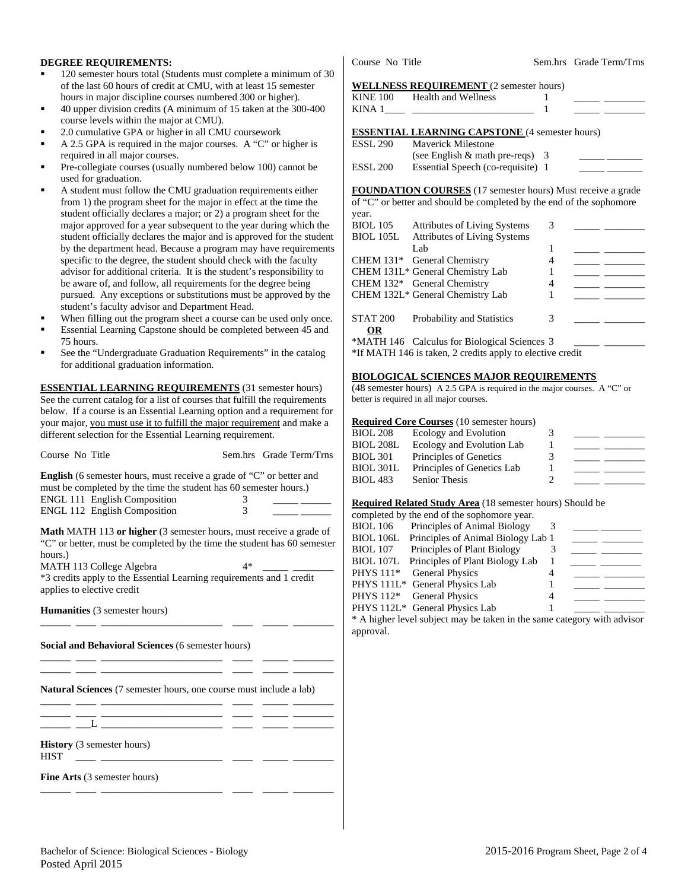**DEGREE REQUIREMENTS:**

- 120 semester hours total (Students must complete a minimum of 30 of the last 60 hours of credit at CMU, with at least 15 semester hours in major discipline courses numbered 300 or higher).
- 40 upper division credits (A minimum of 15 taken at the 300-400 course levels within the major at CMU).
- 2.0 cumulative GPA or higher in all CMU coursework
- A 2.5 GPA is required in the major courses. A "C" or higher is required in all major courses.
- Pre-collegiate courses (usually numbered below 100) cannot be used for graduation.
- A student must follow the CMU graduation requirements either from 1) the program sheet for the major in effect at the time the student officially declares a major; or 2) a program sheet for the major approved for a year subsequent to the year during which the student officially declares the major and is approved for the student by the department head. Because a program may have requirements specific to the degree, the student should check with the faculty advisor for additional criteria. It is the student's responsibility to be aware of, and follow, all requirements for the degree being pursued. Any exceptions or substitutions must be approved by the student's faculty advisor and Department Head.
- When filling out the program sheet a course can be used only once.
- Essential Learning Capstone should be completed between 45 and 75 hours.
- See the "Undergraduate Graduation Requirements" in the catalog for additional graduation information.

**ESSENTIAL LEARNING REQUIREMENTS** (31 semester hours) See the current catalog for a list of courses that fulfill the requirements below. If a course is an Essential Learning option and a requirement for your major, you must use it to fulfill the major requirement and make a different selection for the Essential Learning requirement.

| Course No | Title | Sem.hrs | Grade | Term/Trns |
|---|---|---|---|---|

**English** (6 semester hours, must receive a grade of "C" or better and must be completed by the time the student has 60 semester hours.)

| Course No | Title | Sem.hrs | Grade | Term/Trns |
|---|---|---|---|---|
| ENGL 111 | English Composition | 3 | _____ | _____ |
| ENGL 112 | English Composition | 3 | _____ | _____ |

**Math** MATH 113 **or higher** (3 semester hours, must receive a grade of "C" or better, must be completed by the time the student has 60 semester hours.)

| Course No | Title | Sem.hrs | Grade | Term/Trns |
|---|---|---|---|---|
| MATH 113 | College Algebra | 4* | _____ | _____ |

*3 credits apply to the Essential Learning requirements and 1 credit applies to elective credit

**Humanities** (3 semester hours)

| Course | No | Title | Sem.hrs | Grade | Term/Trns |
|---|---|---|---|---|---|
| _____ | ____ | ____________________ | ____ | _____ | _____ |

**Social and Behavioral Sciences** (6 semester hours)

| Course | No | Title | Sem.hrs | Grade | Term/Trns |
|---|---|---|---|---|---|
| _____ | ____ | ____________________ | ____ | _____ | _____ |
| _____ | ____ | ____________________ | ____ | _____ | _____ |

**Natural Sciences** (7 semester hours, one course must include a lab)

| Course | No | Title | Sem.hrs | Grade | Term/Trns |
|---|---|---|---|---|---|
| _____ | ____ | ____________________ | ____ | _____ | _____ |
| _____ | ____ | ____________________ | ____ | _____ | _____ |
| _____ | ___L | ____________________ | ____ | _____ | _____ |

**History** (3 semester hours)

| Course | No | Title | Sem.hrs | Grade | Term/Trns |
|---|---|---|---|---|---|
| HIST | ____ | ____________________ | ____ | _____ | _____ |

**Fine Arts** (3 semester hours)

| Course | No | Title | Sem.hrs | Grade | Term/Trns |
|---|---|---|---|---|---|
| _____ | ____ | ____________________ | ____ | _____ | _____ |

**WELLNESS REQUIREMENT** (2 semester hours)

| Course No | Title | Sem.hrs | Grade | Term/Trns |
|---|---|---|---|---|
| KINE 100 | Health and Wellness | 1 | _____ | _____ |
| KINA 1____ | ____________________ | 1 | _____ | _____ |

**ESSENTIAL LEARNING CAPSTONE** (4 semester hours)

| Course No | Title | Sem.hrs | Grade | Term/Trns |
|---|---|---|---|---|
| ESSL 290 | Maverick Milestone (see English & math pre-reqs) | 3 | _____ | _____ |
| ESSL 200 | Essential Speech (co-requisite) | 1 | _____ | _____ |

**FOUNDATION COURSES** (17 semester hours) Must receive a grade of "C" or better and should be completed by the end of the sophomore year.

| Course No | Title | Sem.hrs | Grade | Term/Trns |
|---|---|---|---|---|
| BIOL 105 | Attributes of Living Systems | 3 | _____ | _____ |
| BIOL 105L | Attributes of Living Systems Lab | 1 | _____ | _____ |
| CHEM 131* | General Chemistry | 4 | _____ | _____ |
| CHEM 131L* | General Chemistry Lab | 1 | _____ | _____ |
| CHEM 132* | General Chemistry | 4 | _____ | _____ |
| CHEM 132L* | General Chemistry Lab | 1 | _____ | _____ |
| STAT 200 | Probability and Statistics | 3 | _____ | _____ |
| **OR** | | | | |
| *MATH 146 | Calculus for Biological Sciences | 3 | _____ | _____ |

*If MATH 146 is taken, 2 credits apply to elective credit

**BIOLOGICAL SCIENCES MAJOR REQUIREMENTS**

(48 semester hours) A 2.5 GPA is required in the major courses. A "C" or better is required in all major courses.

**Required Core Courses** (10 semester hours)

| Course No | Title | Sem.hrs | Grade | Term/Trns |
|---|---|---|---|---|
| BIOL 208 | Ecology and Evolution | 3 | _____ | _____ |
| BIOL 208L | Ecology and Evolution Lab | 1 | _____ | _____ |
| BIOL 301 | Principles of Genetics | 3 | _____ | _____ |
| BIOL 301L | Principles of Genetics Lab | 1 | _____ | _____ |
| BIOL 483 | Senior Thesis | 2 | _____ | _____ |

**Required Related Study Area** (18 semester hours) Should be completed by the end of the sophomore year.

| Course No | Title | Sem.hrs | Grade | Term/Trns |
|---|---|---|---|---|
| BIOL 106 | Principles of Animal Biology | 3 | _____ | _____ |
| BIOL 106L | Principles of Animal Biology Lab | 1 | _____ | _____ |
| BIOL 107 | Principles of Plant Biology | 3 | _____ | _____ |
| BIOL 107L | Principles of Plant Biology Lab | 1 | _____ | _____ |
| PHYS 111* | General Physics | 4 | _____ | _____ |
| PHYS 111L* | General Physics Lab | 1 | _____ | _____ |
| PHYS 112* | General Physics | 4 | _____ | _____ |
| PHYS 112L* | General Physics Lab | 1 | _____ | _____ |

* A higher level subject may be taken in the same category with advisor approval.

Bachelor of Science: Biological Sciences - Biology
Posted April 2015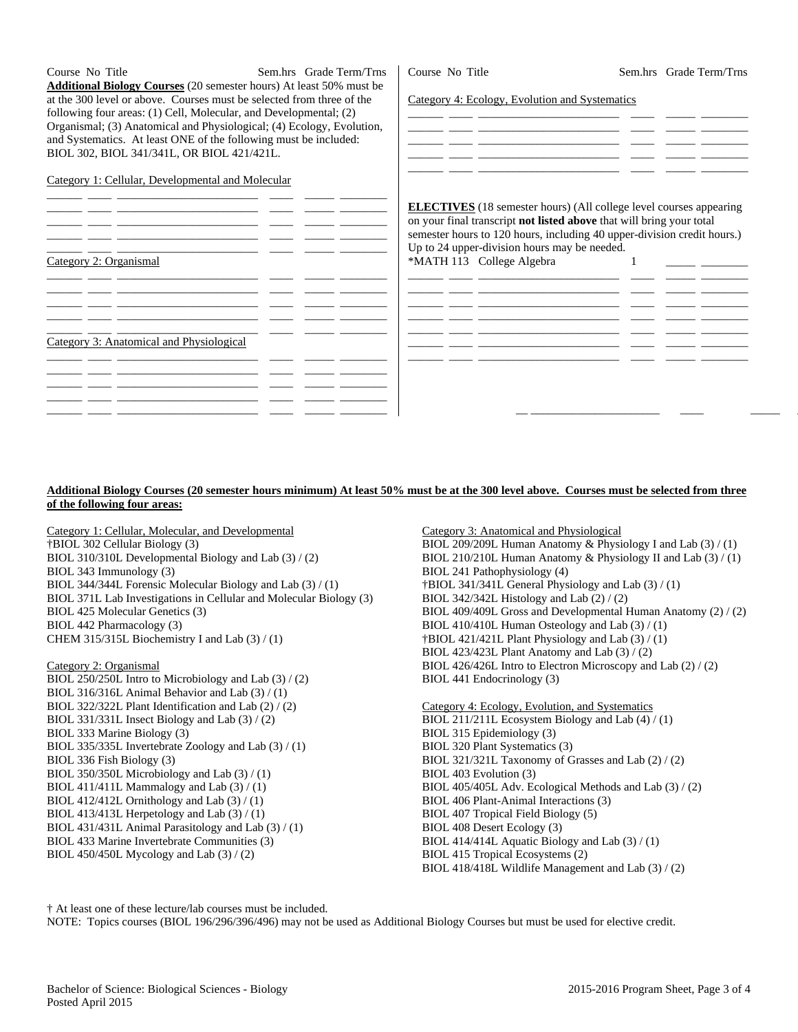| Course | No | Title | Sem.hrs | Grade | Term/Trns |
|---|---|---|---|---|---|

**Additional Biology Courses** (20 semester hours) At least 50% must be at the 300 level or above. Courses must be selected from three of the following four areas: (1) Cell, Molecular, and Developmental; (2) Organismal; (3) Anatomical and Physiological; (4) Ecology, Evolution, and Systematics. At least ONE of the following must be included: BIOL 302, BIOL 341/341L, OR BIOL 421/421L.

Category 1: Cellular, Developmental and Molecular

| | | | | | |
|---|---|---|---|---|---|
| | | | | | |
| | | | | | |
| | | | | | |
| | | | | | |

Category 2: Organismal

| | | | | | |
|---|---|---|---|---|---|
| | | | | | |
| | | | | | |
| | | | | | |
| | | | | | |

Category 3: Anatomical and Physiological

| | | | | | |
|---|---|---|---|---|---|
| | | | | | |
| | | | | | |
| | | | | | |
| | | | | | |

| Course | No | Title | Sem.hrs | Grade | Term/Trns |
|---|---|---|---|---|---|

Category 4: Ecology, Evolution and Systematics

| | | | | | |
|---|---|---|---|---|---|
| | | | | | |
| | | | | | |
| | | | | | |
| | | | | | |

**ELECTIVES** (18 semester hours) (All college level courses appearing on your final transcript **not listed above** that will bring your total semester hours to 120 hours, including 40 upper-division credit hours.) Up to 24 upper-division hours may be needed.

| Course | No | Title | Sem.hrs | Grade | Term/Trns |
|---|---|---|---|---|---|
| *MATH | 113 | College Algebra | 1 | | |
| | | | | | |
| | | | | | |
| | | | | | |
| | | | | | |
| | | | | | |
| | | | | | |

**Additional Biology Courses (20 semester hours minimum) At least 50% must be at the 300 level above. Courses must be selected from three of the following four areas:**

Category 1: Cellular, Molecular, and Developmental
†BIOL 302 Cellular Biology (3)
BIOL 310/310L Developmental Biology and Lab (3) / (2)
BIOL 343 Immunology (3)
BIOL 344/344L Forensic Molecular Biology and Lab (3) / (1)
BIOL 371L Lab Investigations in Cellular and Molecular Biology (3)
BIOL 425 Molecular Genetics (3)
BIOL 442 Pharmacology (3)
CHEM 315/315L Biochemistry I and Lab (3) / (1)

Category 2: Organismal
BIOL 250/250L Intro to Microbiology and Lab (3) / (2)
BIOL 316/316L Animal Behavior and Lab (3) / (1)
BIOL 322/322L Plant Identification and Lab (2) / (2)
BIOL 331/331L Insect Biology and Lab (3) / (2)
BIOL 333 Marine Biology (3)
BIOL 335/335L Invertebrate Zoology and Lab (3) / (1)
BIOL 336 Fish Biology (3)
BIOL 350/350L Microbiology and Lab (3) / (1)
BIOL 411/411L Mammalogy and Lab (3) / (1)
BIOL 412/412L Ornithology and Lab (3) / (1)
BIOL 413/413L Herpetology and Lab (3) / (1)
BIOL 431/431L Animal Parasitology and Lab (3) / (1)
BIOL 433 Marine Invertebrate Communities (3)
BIOL 450/450L Mycology and Lab (3) / (2)

Category 3: Anatomical and Physiological
BIOL 209/209L Human Anatomy & Physiology I and Lab (3) / (1)
BIOL 210/210L Human Anatomy & Physiology II and Lab (3) / (1)
BIOL 241 Pathophysiology (4)
†BIOL 341/341L General Physiology and Lab (3) / (1)
BIOL 342/342L Histology and Lab (2) / (2)
BIOL 409/409L Gross and Developmental Human Anatomy (2) / (2)
BIOL 410/410L Human Osteology and Lab (3) / (1)
†BIOL 421/421L Plant Physiology and Lab (3) / (1)
BIOL 423/423L Plant Anatomy and Lab (3) / (2)
BIOL 426/426L Intro to Electron Microscopy and Lab (2) / (2)
BIOL 441 Endocrinology (3)

Category 4: Ecology, Evolution, and Systematics
BIOL 211/211L Ecosystem Biology and Lab (4) / (1)
BIOL 315 Epidemiology (3)
BIOL 320 Plant Systematics (3)
BIOL 321/321L Taxonomy of Grasses and Lab (2) / (2)
BIOL 403 Evolution (3)
BIOL 405/405L Adv. Ecological Methods and Lab (3) / (2)
BIOL 406 Plant-Animal Interactions (3)
BIOL 407 Tropical Field Biology (5)
BIOL 408 Desert Ecology (3)
BIOL 414/414L Aquatic Biology and Lab (3) / (1)
BIOL 415 Tropical Ecosystems (2)
BIOL 418/418L Wildlife Management and Lab (3) / (2)

† At least one of these lecture/lab courses must be included.
NOTE: Topics courses (BIOL 196/296/396/496) may not be used as Additional Biology Courses but must be used for elective credit.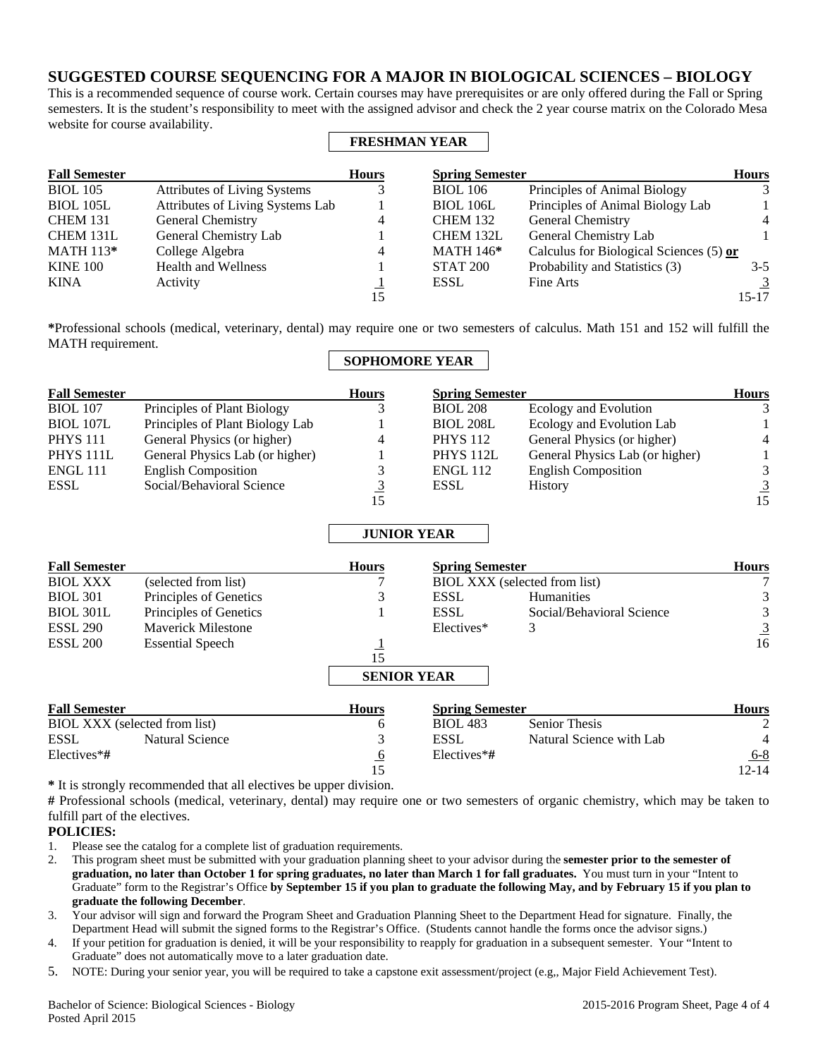## SUGGESTED COURSE SEQUENCING FOR A MAJOR IN BIOLOGICAL SCIENCES – BIOLOGY

This is a recommended sequence of course work. Certain courses may have prerequisites or are only offered during the Fall or Spring semesters. It is the student's responsibility to meet with the assigned advisor and check the 2 year course matrix on the Colorado Mesa website for course availability.

### FRESHMAN YEAR

| Fall Semester | | Hours | Spring Semester | | Hours |
|---|---|---|---|---|---|
| BIOL 105 | Attributes of Living Systems | 3 | BIOL 106 | Principles of Animal Biology | 3 |
| BIOL 105L | Attributes of Living Systems Lab | 1 | BIOL 106L | Principles of Animal Biology Lab | 1 |
| CHEM 131 | General Chemistry | 4 | CHEM 132 | General Chemistry | 4 |
| CHEM 131L | General Chemistry Lab | 1 | CHEM 132L | General Chemistry Lab | 1 |
| MATH 113* | College Algebra | 4 | MATH 146* | Calculus for Biological Sciences (5) **or** | |
| KINE 100 | Health and Wellness | 1 | STAT 200 | Probability and Statistics (3) | 3-5 |
| KINA | Activity | 1 | ESSL | Fine Arts | 3 |
| | | 15 | | | 15-17 |

*Professional schools (medical, veterinary, dental) may require one or two semesters of calculus. Math 151 and 152 will fulfill the MATH requirement.

### SOPHOMORE YEAR

| Fall Semester | | Hours | Spring Semester | | Hours |
|---|---|---|---|---|---|
| BIOL 107 | Principles of Plant Biology | 3 | BIOL 208 | Ecology and Evolution | 3 |
| BIOL 107L | Principles of Plant Biology Lab | 1 | BIOL 208L | Ecology and Evolution Lab | 1 |
| PHYS 111 | General Physics (or higher) | 4 | PHYS 112 | General Physics (or higher) | 4 |
| PHYS 111L | General Physics Lab (or higher) | 1 | PHYS 112L | General Physics Lab (or higher) | 1 |
| ENGL 111 | English Composition | 3 | ENGL 112 | English Composition | 3 |
| ESSL | Social/Behavioral Science | 3 | ESSL | History | 3 |
| | | 15 | | | 15 |

### JUNIOR YEAR

| Fall Semester | | Hours | Spring Semester | | Hours |
|---|---|---|---|---|---|
| BIOL XXX | (selected from list) | 7 | BIOL XXX (selected from list) | | 7 |
| BIOL 301 | Principles of Genetics | 3 | ESSL | Humanities | 3 |
| BIOL 301L | Principles of Genetics | 1 | ESSL | Social/Behavioral Science | 3 |
| ESSL 290 | Maverick Milestone | | Electives* | 3 | 3 |
| ESSL 200 | Essential Speech | 1 | | | 16 |
| | | 15 | | | |

### SENIOR YEAR

| Fall Semester | | Hours | Spring Semester | | Hours |
|---|---|---|---|---|---|
| BIOL XXX (selected from list) | | 6 | BIOL 483 | Senior Thesis | 2 |
| ESSL | Natural Science | 3 | ESSL | Natural Science with Lab | 4 |
| Electives*# | | 6 | Electives*# | | 6-8 |
| | | 15 | | | 12-14 |

\* It is strongly recommended that all electives be upper division.

\# Professional schools (medical, veterinary, dental) may require one or two semesters of organic chemistry, which may be taken to fulfill part of the electives.

**POLICIES:**

1. Please see the catalog for a complete list of graduation requirements.
2. This program sheet must be submitted with your graduation planning sheet to your advisor during the **semester prior to the semester of graduation, no later than October 1 for spring graduates, no later than March 1 for fall graduates.** You must turn in your "Intent to Graduate" form to the Registrar's Office **by September 15 if you plan to graduate the following May, and by February 15 if you plan to graduate the following December**.
3. Your advisor will sign and forward the Program Sheet and Graduation Planning Sheet to the Department Head for signature. Finally, the Department Head will submit the signed forms to the Registrar's Office. (Students cannot handle the forms once the advisor signs.)
4. If your petition for graduation is denied, it will be your responsibility to reapply for graduation in a subsequent semester. Your "Intent to Graduate" does not automatically move to a later graduation date.
5. NOTE: During your senior year, you will be required to take a capstone exit assessment/project (e.g,, Major Field Achievement Test).

Bachelor of Science: Biological Sciences - Biology
Posted April 2015